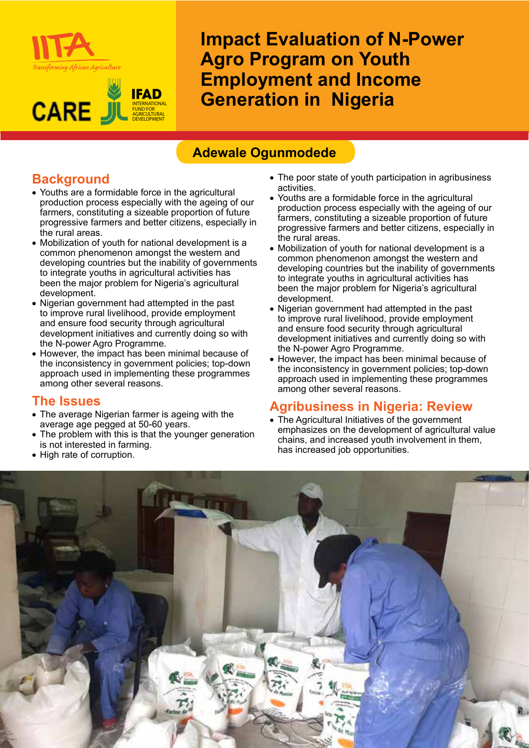# Impact Evaluation of N-Power Agro Program on Youth Employment and Income Generation in Nigeria

**Adewale Ogunmodede**

## Background

- Youths are a formidable force in the agricultural production process especially with the ageing of our farmers, constituting a sizeable proportion of future progressive farmers and better citizens, especially in the rural areas.
- Mobilization of youth for national development is a common phenomenon amongst the western and developing countries but the inability of governments to integrate youths in agricultural activities has been the major problem for Nigeria's agricultural development.
- Nigerian government had attempted in the past to improve rural livelihood, provide employment and ensure food security through agricultural development initiatives and currently doing so with the N-power Agro Programme.
- However, the impact has been minimal because of the inconsistency in government policies; top-down approach used in implementing these programmes among other several reasons.

## The Issues

- The average Nigerian farmer is ageing with the average age pegged at 50-60 years.
- The problem with this is that the younger generation is not interested in farming.
- High rate of corruption.
- The poor state of youth participation in agribusiness activities.
- Youths are a formidable force in the agricultural production process especially with the ageing of our farmers, constituting a sizeable proportion of future progressive farmers and better citizens, especially in the rural areas.
- Mobilization of youth for national development is a common phenomenon amongst the western and developing countries but the inability of governments to integrate youths in agricultural activities has been the major problem for Nigeria's agricultural development.
- Nigerian government had attempted in the past to improve rural livelihood, provide employment and ensure food security through agricultural development initiatives and currently doing so with the N-power Agro Programme.
- However, the impact has been minimal because of the inconsistency in government policies; top-down approach used in implementing these programmes among other several reasons.

## Agribusiness in Nigeria: Review

- The Agricultural Initiatives of the government emphasizes on the development of agricultural value chains, and increased youth involvement in them, has increased job opportunities.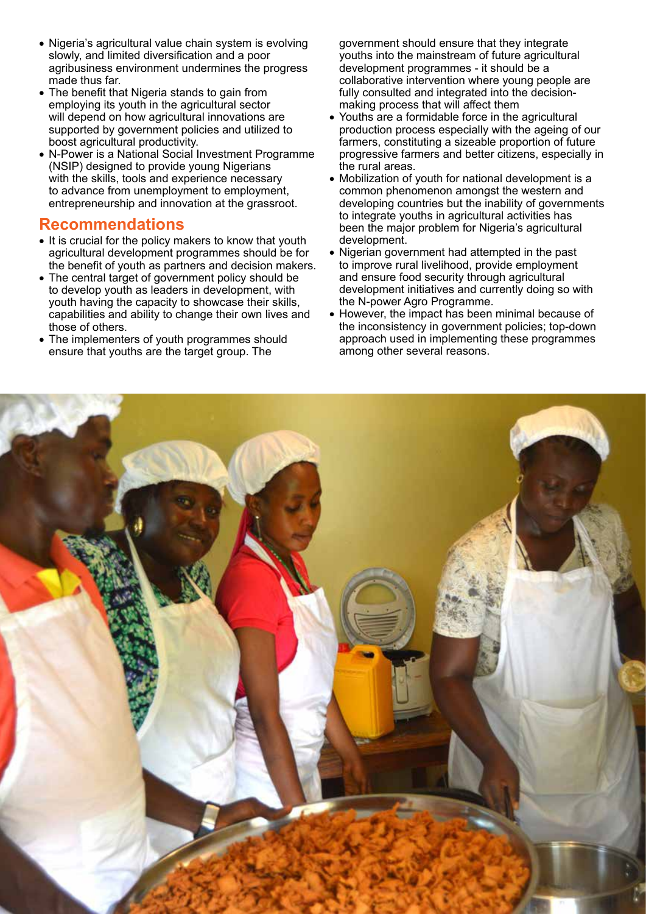- Nigeria's agricultural value chain system is evolving slowly, and limited diversification and a poor agribusiness environment undermines the progress made thus far.
- The benefit that Nigeria stands to gain from employing its youth in the agricultural sector will depend on how agricultural innovations are supported by government policies and utilized to boost agricultural productivity.
- N-Power is a National Social Investment Programme (NSIP) designed to provide young Nigerians with the skills, tools and experience necessary to advance from unemployment to employment, entrepreneurship and innovation at the grassroot.

## Recommendations

- It is crucial for the policy makers to know that youth agricultural development programmes should be for the benefit of youth as partners and decision makers.
- The central target of government policy should be to develop youth as leaders in development, with youth having the capacity to showcase their skills, capabilities and ability to change their own lives and those of others.
- The implementers of youth programmes should ensure that youths are the target group. The government should ensure that they integrate youths into the mainstream of future agricultural development programmes - it should be a collaborative intervention where young people are fully consulted and integrated into the decision-making process that will affect them
- Youths are a formidable force in the agricultural production process especially with the ageing of our farmers, constituting a sizeable proportion of future progressive farmers and better citizens, especially in the rural areas.
- Mobilization of youth for national development is a common phenomenon amongst the western and developing countries but the inability of governments to integrate youths in agricultural activities has been the major problem for Nigeria's agricultural development.
- Nigerian government had attempted in the past to improve rural livelihood, provide employment and ensure food security through agricultural development initiatives and currently doing so with the N-power Agro Programme.
- However, the impact has been minimal because of the inconsistency in government policies; top-down approach used in implementing these programmes among other several reasons.